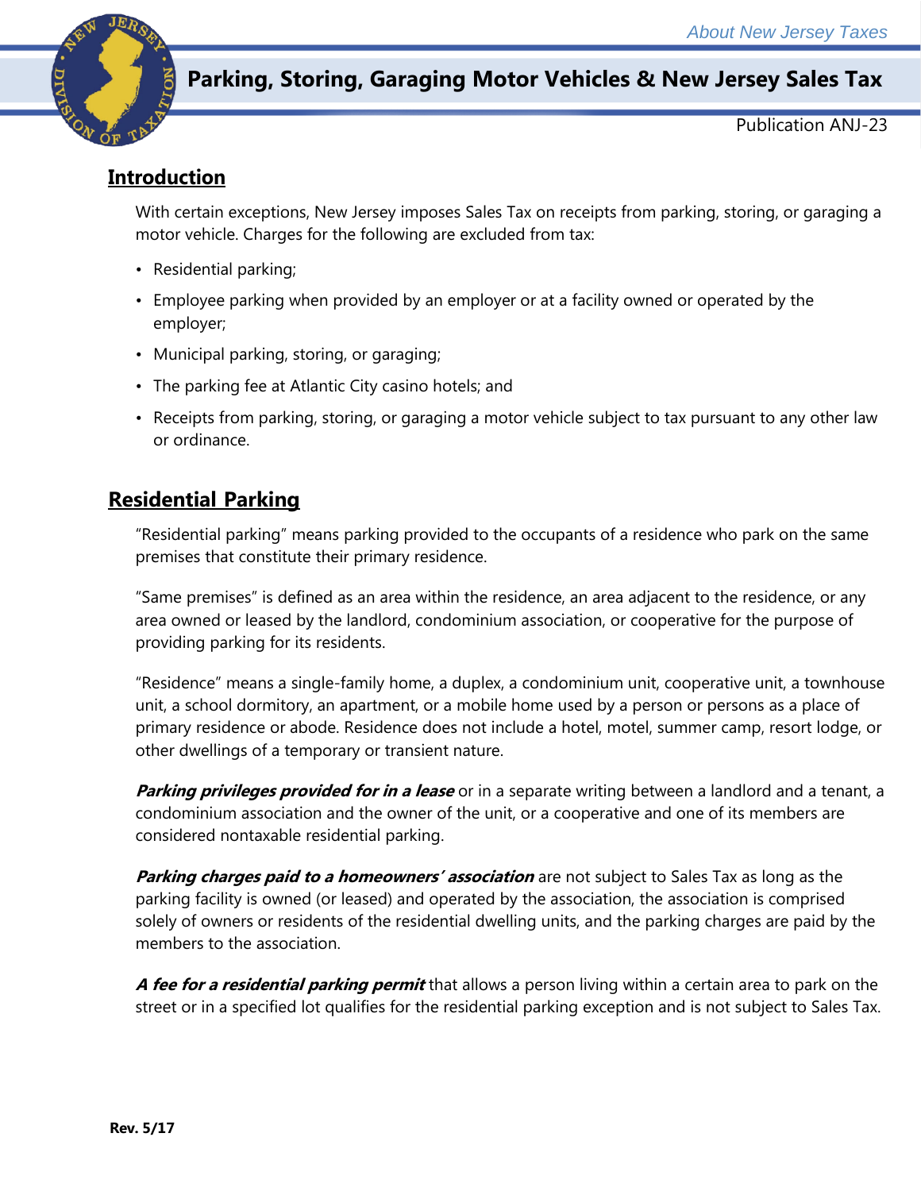# Parking, Storing, Garaging Motor Vehicles & New Jersey Sales Tax

Publication ANJ-23

## Introduction

With certain exceptions, New Jersey imposes Sales Tax on receipts from parking, storing, or garaging a motor vehicle. Charges for the following are excluded from tax:

- Residential parking;
- Employee parking when provided by an employer or at a facility owned or operated by the employer;
- Municipal parking, storing, or garaging;
- The parking fee at Atlantic City casino hotels; and
- Receipts from parking, storing, or garaging a motor vehicle subject to tax pursuant to any other law or ordinance.

## Residential Parking

"Residential parking" means parking provided to the occupants of a residence who park on the same premises that constitute their primary residence.

"Same premises" is defined as an area within the residence, an area adjacent to the residence, or any area owned or leased by the landlord, condominium association, or cooperative for the purpose of providing parking for its residents.

"Residence" means a single-family home, a duplex, a condominium unit, cooperative unit, a townhouse unit, a school dormitory, an apartment, or a mobile home used by a person or persons as a place of primary residence or abode. Residence does not include a hotel, motel, summer camp, resort lodge, or other dwellings of a temporary or transient nature.

***Parking privileges provided for in a lease*** or in a separate writing between a landlord and a tenant, a condominium association and the owner of the unit, or a cooperative and one of its members are considered nontaxable residential parking.

***Parking charges paid to a homeowners' association*** are not subject to Sales Tax as long as the parking facility is owned (or leased) and operated by the association, the association is comprised solely of owners or residents of the residential dwelling units, and the parking charges are paid by the members to the association.

***A fee for a residential parking permit*** that allows a person living within a certain area to park on the street or in a specified lot qualifies for the residential parking exception and is not subject to Sales Tax.

**Rev. 5/17**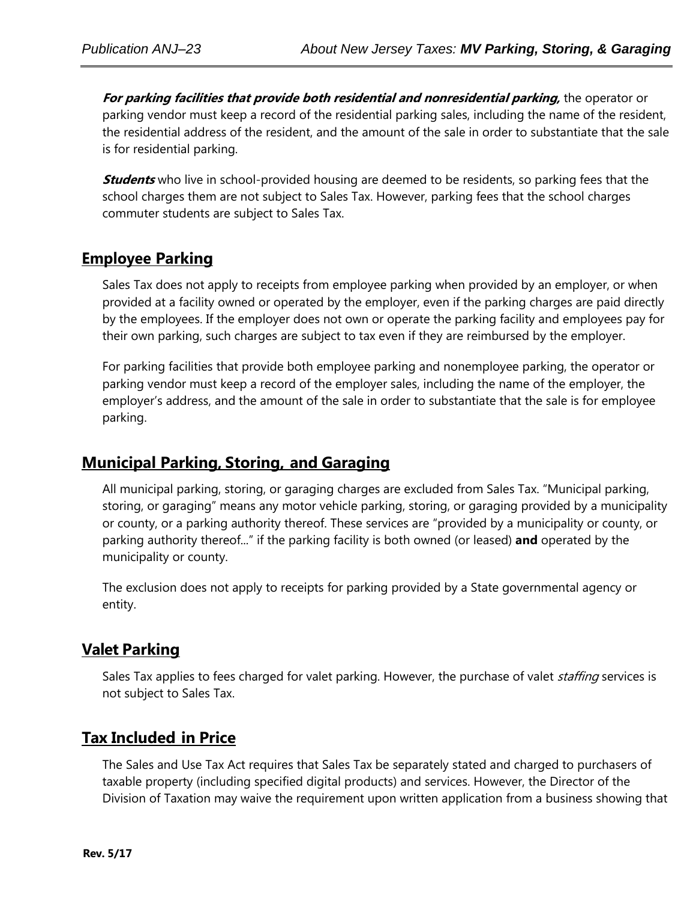***For parking facilities that provide both residential and nonresidential parking,*** the operator or parking vendor must keep a record of the residential parking sales, including the name of the resident, the residential address of the resident, and the amount of the sale in order to substantiate that the sale is for residential parking.

***Students*** who live in school-provided housing are deemed to be residents, so parking fees that the school charges them are not subject to Sales Tax. However, parking fees that the school charges commuter students are subject to Sales Tax.

## Employee Parking

Sales Tax does not apply to receipts from employee parking when provided by an employer, or when provided at a facility owned or operated by the employer, even if the parking charges are paid directly by the employees. If the employer does not own or operate the parking facility and employees pay for their own parking, such charges are subject to tax even if they are reimbursed by the employer.

For parking facilities that provide both employee parking and nonemployee parking, the operator or parking vendor must keep a record of the employer sales, including the name of the employer, the employer's address, and the amount of the sale in order to substantiate that the sale is for employee parking.

## Municipal Parking, Storing, and Garaging

All municipal parking, storing, or garaging charges are excluded from Sales Tax. "Municipal parking, storing, or garaging" means any motor vehicle parking, storing, or garaging provided by a municipality or county, or a parking authority thereof. These services are "provided by a municipality or county, or parking authority thereof..." if the parking facility is both owned (or leased) **and** operated by the municipality or county.

The exclusion does not apply to receipts for parking provided by a State governmental agency or entity.

## Valet Parking

Sales Tax applies to fees charged for valet parking. However, the purchase of valet *staffing* services is not subject to Sales Tax.

## Tax Included in Price

The Sales and Use Tax Act requires that Sales Tax be separately stated and charged to purchasers of taxable property (including specified digital products) and services. However, the Director of the Division of Taxation may waive the requirement upon written application from a business showing that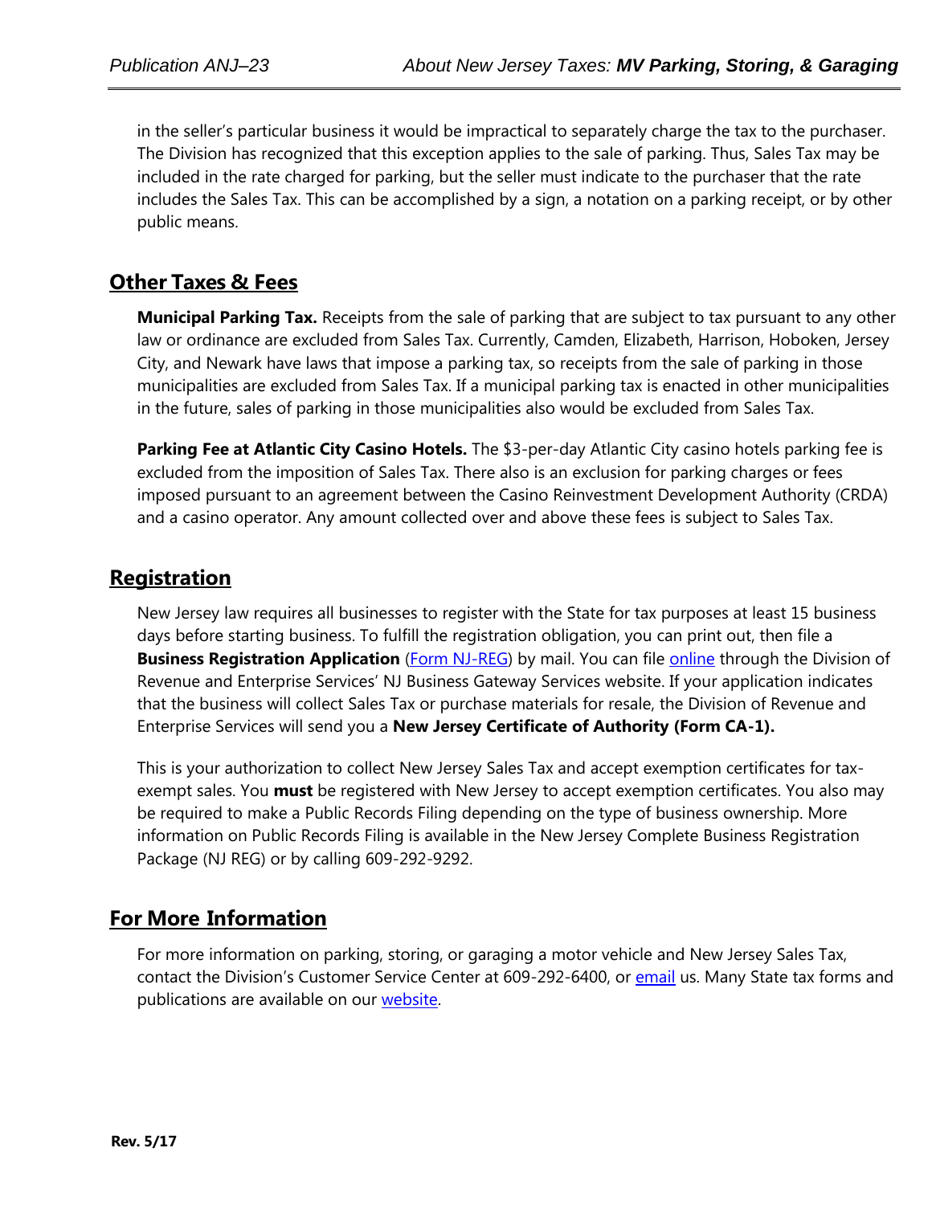in the seller's particular business it would be impractical to separately charge the tax to the purchaser. The Division has recognized that this exception applies to the sale of parking. Thus, Sales Tax may be included in the rate charged for parking, but the seller must indicate to the purchaser that the rate includes the Sales Tax. This can be accomplished by a sign, a notation on a parking receipt, or by other public means.

## Other Taxes & Fees

**Municipal Parking Tax.** Receipts from the sale of parking that are subject to tax pursuant to any other law or ordinance are excluded from Sales Tax. Currently, Camden, Elizabeth, Harrison, Hoboken, Jersey City, and Newark have laws that impose a parking tax, so receipts from the sale of parking in those municipalities are excluded from Sales Tax. If a municipal parking tax is enacted in other municipalities in the future, sales of parking in those municipalities also would be excluded from Sales Tax.

**Parking Fee at Atlantic City Casino Hotels.** The $3-per-day Atlantic City casino hotels parking fee is excluded from the imposition of Sales Tax. There also is an exclusion for parking charges or fees imposed pursuant to an agreement between the Casino Reinvestment Development Authority (CRDA) and a casino operator. Any amount collected over and above these fees is subject to Sales Tax.

## Registration

New Jersey law requires all businesses to register with the State for tax purposes at least 15 business days before starting business. To fulfill the registration obligation, you can print out, then file a **Business Registration Application** (Form NJ-REG) by mail. You can file online through the Division of Revenue and Enterprise Services' NJ Business Gateway Services website. If your application indicates that the business will collect Sales Tax or purchase materials for resale, the Division of Revenue and Enterprise Services will send you a **New Jersey Certificate of Authority (Form CA-1).**

This is your authorization to collect New Jersey Sales Tax and accept exemption certificates for tax-exempt sales. You **must** be registered with New Jersey to accept exemption certificates. You also may be required to make a Public Records Filing depending on the type of business ownership. More information on Public Records Filing is available in the New Jersey Complete Business Registration Package (NJ REG) or by calling 609-292-9292.

## For More Information

For more information on parking, storing, or garaging a motor vehicle and New Jersey Sales Tax, contact the Division's Customer Service Center at 609-292-6400, or email us. Many State tax forms and publications are available on our website.

**Rev. 5/17**